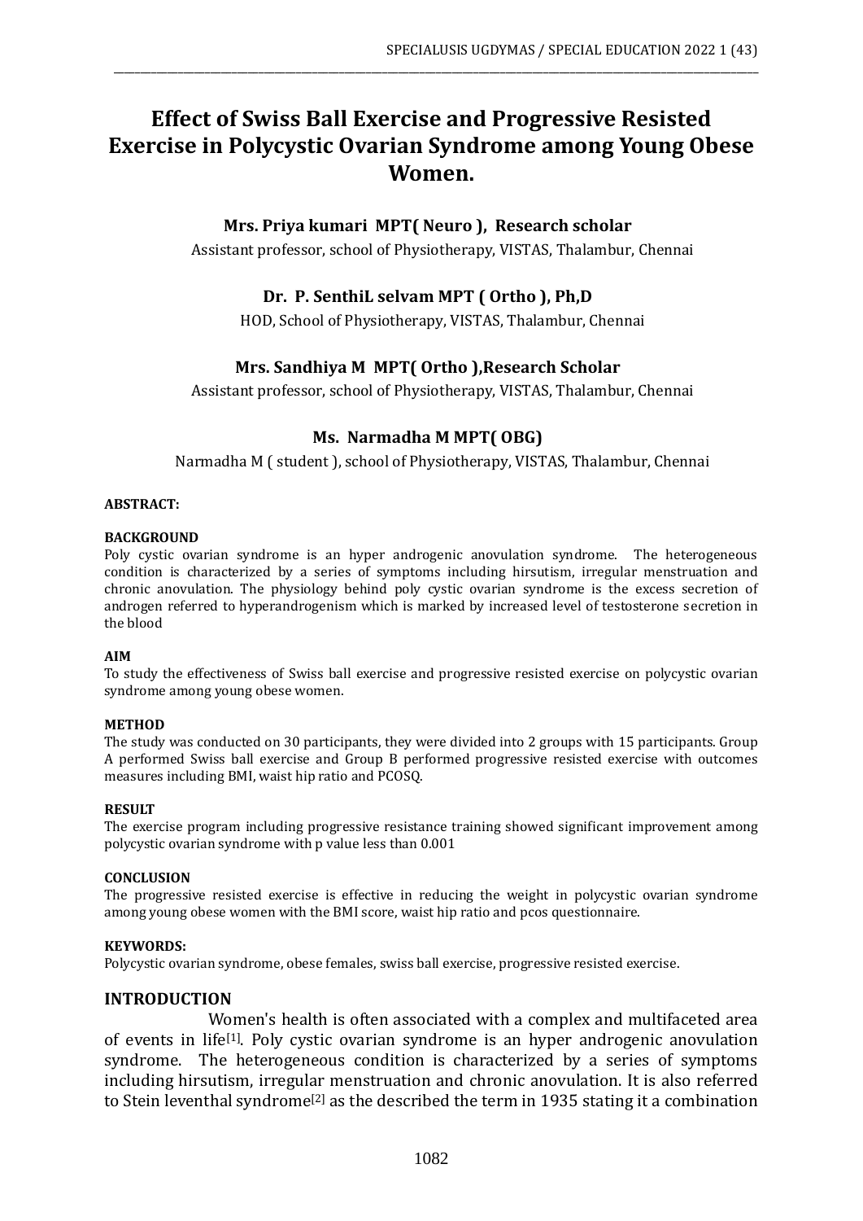# Effect of Swiss Ball Exercise and Progressive Resisted Exercise in Polycystic Ovarian Syndrome among Young Obese Women.

**Mrs. Priya kumari MPT( Neuro ), Research scholar**

Assistant professor, school of Physiotherapy, VISTAS, Thalambur, Chennai

**Dr. P. SenthiL selvam MPT ( Ortho ), Ph,D**

HOD, School of Physiotherapy, VISTAS, Thalambur, Chennai

**Mrs. Sandhiya M MPT( Ortho ),Research Scholar**

Assistant professor, school of Physiotherapy, VISTAS, Thalambur, Chennai

**Ms. Narmadha M MPT( OBG)**

Narmadha M ( student ), school of Physiotherapy, VISTAS, Thalambur, Chennai

**ABSTRACT:**

**BACKGROUND**

Poly cystic ovarian syndrome is an hyper androgenic anovulation syndrome. The heterogeneous condition is characterized by a series of symptoms including hirsutism, irregular menstruation and chronic anovulation. The physiology behind poly cystic ovarian syndrome is the excess secretion of androgen referred to hyperandrogenism which is marked by increased level of testosterone secretion in the blood

**AIM**

To study the effectiveness of Swiss ball exercise and progressive resisted exercise on polycystic ovarian syndrome among young obese women.

**METHOD**

The study was conducted on 30 participants, they were divided into 2 groups with 15 participants. Group A performed Swiss ball exercise and Group B performed progressive resisted exercise with outcomes measures including BMI, waist hip ratio and PCOSQ.

**RESULT**

The exercise program including progressive resistance training showed significant improvement among polycystic ovarian syndrome with p value less than 0.001

**CONCLUSION**

The progressive resisted exercise is effective in reducing the weight in polycystic ovarian syndrome among young obese women with the BMI score, waist hip ratio and pcos questionnaire.

**KEYWORDS:**

Polycystic ovarian syndrome, obese females, swiss ball exercise, progressive resisted exercise.

## INTRODUCTION

Women's health is often associated with a complex and multifaceted area of events in life[1]. Poly cystic ovarian syndrome is an hyper androgenic anovulation syndrome. The heterogeneous condition is characterized by a series of symptoms including hirsutism, irregular menstruation and chronic anovulation. It is also referred to Stein leventhal syndrome[2] as the described the term in 1935 stating it a combination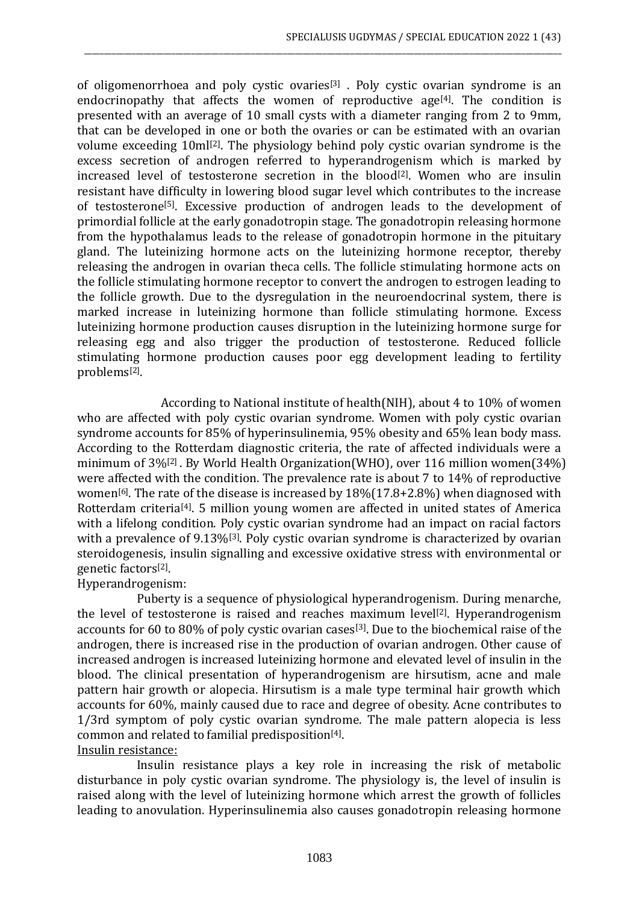of oligomenorrhoea and poly cystic ovaries[3] . Poly cystic ovarian syndrome is an endocrinopathy that affects the women of reproductive age[4]. The condition is presented with an average of 10 small cysts with a diameter ranging from 2 to 9mm, that can be developed in one or both the ovaries or can be estimated with an ovarian volume exceeding 10ml[2]. The physiology behind poly cystic ovarian syndrome is the excess secretion of androgen referred to hyperandrogenism which is marked by increased level of testosterone secretion in the blood[2]. Women who are insulin resistant have difficulty in lowering blood sugar level which contributes to the increase of testosterone[5]. Excessive production of androgen leads to the development of primordial follicle at the early gonadotropin stage. The gonadotropin releasing hormone from the hypothalamus leads to the release of gonadotropin hormone in the pituitary gland. The luteinizing hormone acts on the luteinizing hormone receptor, thereby releasing the androgen in ovarian theca cells. The follicle stimulating hormone acts on the follicle stimulating hormone receptor to convert the androgen to estrogen leading to the follicle growth. Due to the dysregulation in the neuroendocrinal system, there is marked increase in luteinizing hormone than follicle stimulating hormone. Excess luteinizing hormone production causes disruption in the luteinizing hormone surge for releasing egg and also trigger the production of testosterone. Reduced follicle stimulating hormone production causes poor egg development leading to fertility problems[2].

According to National institute of health(NIH), about 4 to 10% of women who are affected with poly cystic ovarian syndrome. Women with poly cystic ovarian syndrome accounts for 85% of hyperinsulinemia, 95% obesity and 65% lean body mass. According to the Rotterdam diagnostic criteria, the rate of affected individuals were a minimum of 3%[2] . By World Health Organization(WHO), over 116 million women(34%) were affected with the condition. The prevalence rate is about 7 to 14% of reproductive women[6]. The rate of the disease is increased by 18%(17.8+2.8%) when diagnosed with Rotterdam criteria[4]. 5 million young women are affected in united states of America with a lifelong condition. Poly cystic ovarian syndrome had an impact on racial factors with a prevalence of 9.13%[3]. Poly cystic ovarian syndrome is characterized by ovarian steroidogenesis, insulin signalling and excessive oxidative stress with environmental or genetic factors[2].

Hyperandrogenism:

Puberty is a sequence of physiological hyperandrogenism. During menarche, the level of testosterone is raised and reaches maximum level[2]. Hyperandrogenism accounts for 60 to 80% of poly cystic ovarian cases[3]. Due to the biochemical raise of the androgen, there is increased rise in the production of ovarian androgen. Other cause of increased androgen is increased luteinizing hormone and elevated level of insulin in the blood. The clinical presentation of hyperandrogenism are hirsutism, acne and male pattern hair growth or alopecia. Hirsutism is a male type terminal hair growth which accounts for 60%, mainly caused due to race and degree of obesity. Acne contributes to 1/3rd symptom of poly cystic ovarian syndrome. The male pattern alopecia is less common and related to familial predisposition[4].

Insulin resistance:

Insulin resistance plays a key role in increasing the risk of metabolic disturbance in poly cystic ovarian syndrome. The physiology is, the level of insulin is raised along with the level of luteinizing hormone which arrest the growth of follicles leading to anovulation. Hyperinsulinemia also causes gonadotropin releasing hormone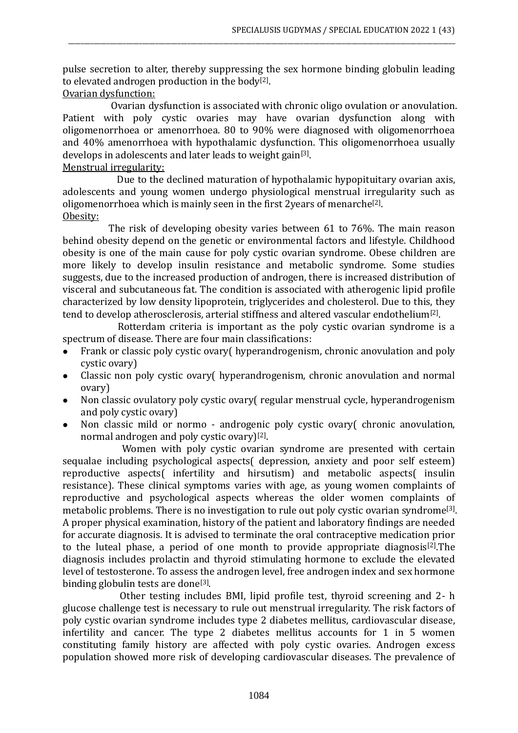pulse secretion to alter, thereby suppressing the sex hormone binding globulin leading to elevated androgen production in the body[2].

Ovarian dysfunction:

Ovarian dysfunction is associated with chronic oligo ovulation or anovulation. Patient with poly cystic ovaries may have ovarian dysfunction along with oligomenorrhoea or amenorrhoea. 80 to 90% were diagnosed with oligomenorrhoea and 40% amenorrhoea with hypothalamic dysfunction. This oligomenorrhoea usually develops in adolescents and later leads to weight gain[3].

Menstrual irregularity:

Due to the declined maturation of hypothalamic hypopituitary ovarian axis, adolescents and young women undergo physiological menstrual irregularity such as oligomenorrhoea which is mainly seen in the first 2years of menarche[2].

Obesity:

The risk of developing obesity varies between 61 to 76%. The main reason behind obesity depend on the genetic or environmental factors and lifestyle. Childhood obesity is one of the main cause for poly cystic ovarian syndrome. Obese children are more likely to develop insulin resistance and metabolic syndrome. Some studies suggests, due to the increased production of androgen, there is increased distribution of visceral and subcutaneous fat. The condition is associated with atherogenic lipid profile characterized by low density lipoprotein, triglycerides and cholesterol. Due to this, they tend to develop atherosclerosis, arterial stiffness and altered vascular endothelium[2].

Rotterdam criteria is important as the poly cystic ovarian syndrome is a spectrum of disease. There are four main classifications:

- Frank or classic poly cystic ovary( hyperandrogenism, chronic anovulation and poly cystic ovary)
- Classic non poly cystic ovary( hyperandrogenism, chronic anovulation and normal ovary)
- Non classic ovulatory poly cystic ovary( regular menstrual cycle, hyperandrogenism and poly cystic ovary)
- Non classic mild or normo - androgenic poly cystic ovary( chronic anovulation, normal androgen and poly cystic ovary)[2].

Women with poly cystic ovarian syndrome are presented with certain sequalae including psychological aspects( depression, anxiety and poor self esteem) reproductive aspects( infertility and hirsutism) and metabolic aspects( insulin resistance). These clinical symptoms varies with age, as young women complaints of reproductive and psychological aspects whereas the older women complaints of metabolic problems. There is no investigation to rule out poly cystic ovarian syndrome[3]. A proper physical examination, history of the patient and laboratory findings are needed for accurate diagnosis. It is advised to terminate the oral contraceptive medication prior to the luteal phase, a period of one month to provide appropriate diagnosis[2].The diagnosis includes prolactin and thyroid stimulating hormone to exclude the elevated level of testosterone. To assess the androgen level, free androgen index and sex hormone binding globulin tests are done[3].

Other testing includes BMI, lipid profile test, thyroid screening and 2- h glucose challenge test is necessary to rule out menstrual irregularity. The risk factors of poly cystic ovarian syndrome includes type 2 diabetes mellitus, cardiovascular disease, infertility and cancer. The type 2 diabetes mellitus accounts for 1 in 5 women constituting family history are affected with poly cystic ovaries. Androgen excess population showed more risk of developing cardiovascular diseases. The prevalence of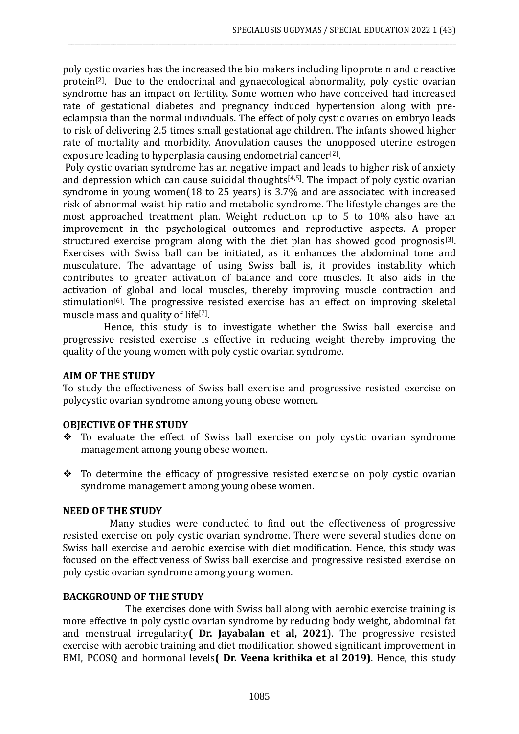poly cystic ovaries has the increased the bio makers including lipoprotein and c reactive protein[2]. Due to the endocrinal and gynaecological abnormality, poly cystic ovarian syndrome has an impact on fertility. Some women who have conceived had increased rate of gestational diabetes and pregnancy induced hypertension along with pre-eclampsia than the normal individuals. The effect of poly cystic ovaries on embryo leads to risk of delivering 2.5 times small gestational age children. The infants showed higher rate of mortality and morbidity. Anovulation causes the unopposed uterine estrogen exposure leading to hyperplasia causing endometrial cancer[2].

Poly cystic ovarian syndrome has an negative impact and leads to higher risk of anxiety and depression which can cause suicidal thoughts[4,5]. The impact of poly cystic ovarian syndrome in young women(18 to 25 years) is 3.7% and are associated with increased risk of abnormal waist hip ratio and metabolic syndrome. The lifestyle changes are the most approached treatment plan. Weight reduction up to 5 to 10% also have an improvement in the psychological outcomes and reproductive aspects. A proper structured exercise program along with the diet plan has showed good prognosis[3]. Exercises with Swiss ball can be initiated, as it enhances the abdominal tone and musculature. The advantage of using Swiss ball is, it provides instability which contributes to greater activation of balance and core muscles. It also aids in the activation of global and local muscles, thereby improving muscle contraction and stimulation[6]. The progressive resisted exercise has an effect on improving skeletal muscle mass and quality of life[7].

Hence, this study is to investigate whether the Swiss ball exercise and progressive resisted exercise is effective in reducing weight thereby improving the quality of the young women with poly cystic ovarian syndrome.

**AIM OF THE STUDY**

To study the effectiveness of Swiss ball exercise and progressive resisted exercise on polycystic ovarian syndrome among young obese women.

**OBJECTIVE OF THE STUDY**

- To evaluate the effect of Swiss ball exercise on poly cystic ovarian syndrome management among young obese women.
- To determine the efficacy of progressive resisted exercise on poly cystic ovarian syndrome management among young obese women.

**NEED OF THE STUDY**

Many studies were conducted to find out the effectiveness of progressive resisted exercise on poly cystic ovarian syndrome. There were several studies done on Swiss ball exercise and aerobic exercise with diet modification. Hence, this study was focused on the effectiveness of Swiss ball exercise and progressive resisted exercise on poly cystic ovarian syndrome among young women.

**BACKGROUND OF THE STUDY**

The exercises done with Swiss ball along with aerobic exercise training is more effective in poly cystic ovarian syndrome by reducing body weight, abdominal fat and menstrual irregularity**( Dr. Jayabalan et al, 2021**). The progressive resisted exercise with aerobic training and diet modification showed significant improvement in BMI, PCOSQ and hormonal levels**( Dr. Veena krithika et al 2019)**. Hence, this study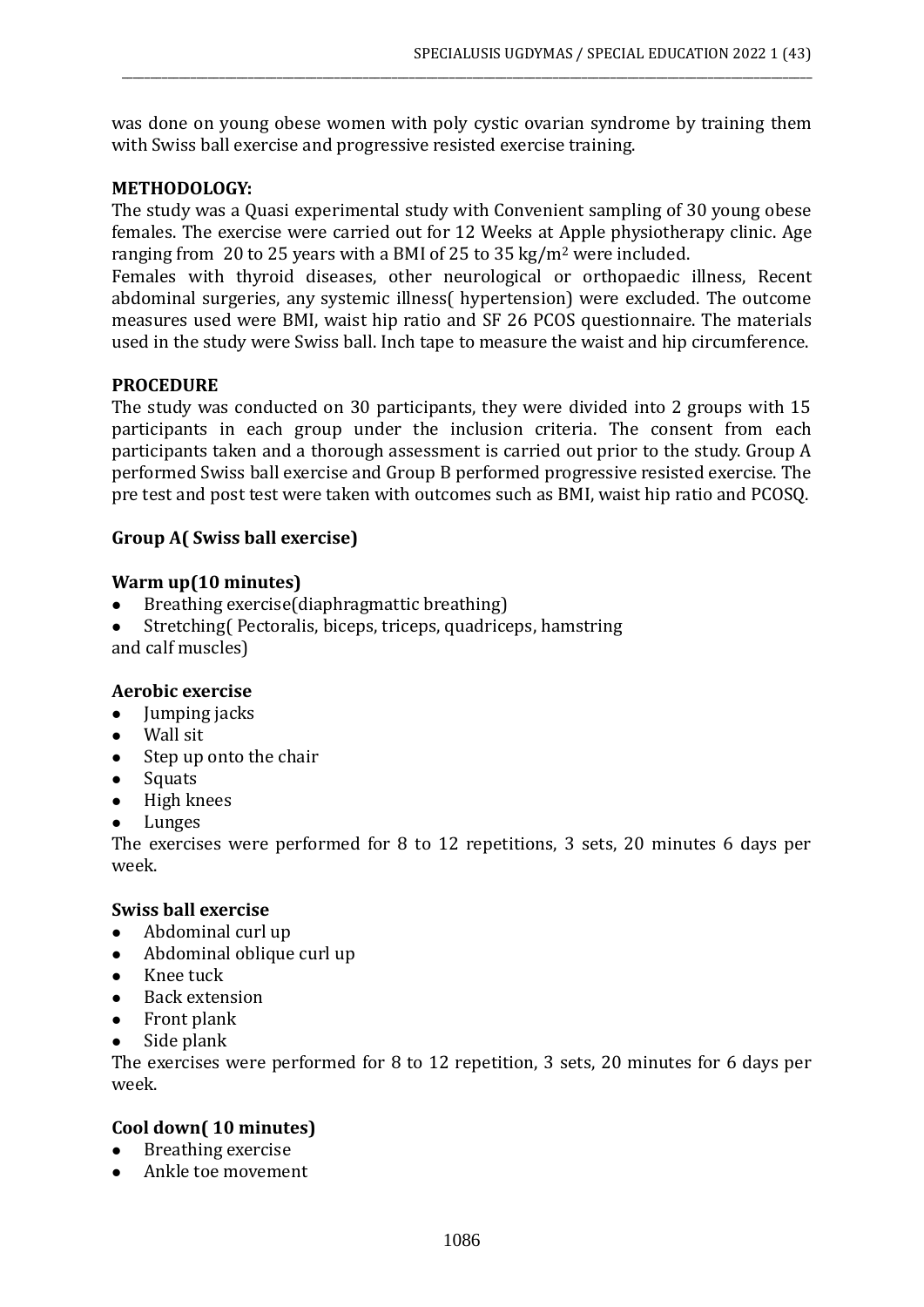was done on young obese women with poly cystic ovarian syndrome by training them with Swiss ball exercise and progressive resisted exercise training.

**METHODOLOGY:**

The study was a Quasi experimental study with Convenient sampling of 30 young obese females. The exercise were carried out for 12 Weeks at Apple physiotherapy clinic. Age ranging from 20 to 25 years with a BMI of 25 to 35 kg/$m^2$ were included.

Females with thyroid diseases, other neurological or orthopaedic illness, Recent abdominal surgeries, any systemic illness( hypertension) were excluded. The outcome measures used were BMI, waist hip ratio and SF 26 PCOS questionnaire. The materials used in the study were Swiss ball. Inch tape to measure the waist and hip circumference.

**PROCEDURE**

The study was conducted on 30 participants, they were divided into 2 groups with 15 participants in each group under the inclusion criteria. The consent from each participants taken and a thorough assessment is carried out prior to the study. Group A performed Swiss ball exercise and Group B performed progressive resisted exercise. The pre test and post test were taken with outcomes such as BMI, waist hip ratio and PCOSQ.

**Group A( Swiss ball exercise)**

**Warm up(10 minutes)**

- Breathing exercise(diaphragmattic breathing)
- Stretching( Pectoralis, biceps, triceps, quadriceps, hamstring and calf muscles)

**Aerobic exercise**

- Jumping jacks
- Wall sit
- Step up onto the chair
- Squats
- High knees
- Lunges

The exercises were performed for 8 to 12 repetitions, 3 sets, 20 minutes 6 days per week.

**Swiss ball exercise**

- Abdominal curl up
- Abdominal oblique curl up
- Knee tuck
- Back extension
- Front plank
- Side plank

The exercises were performed for 8 to 12 repetition, 3 sets, 20 minutes for 6 days per week.

**Cool down( 10 minutes)**

- Breathing exercise
- Ankle toe movement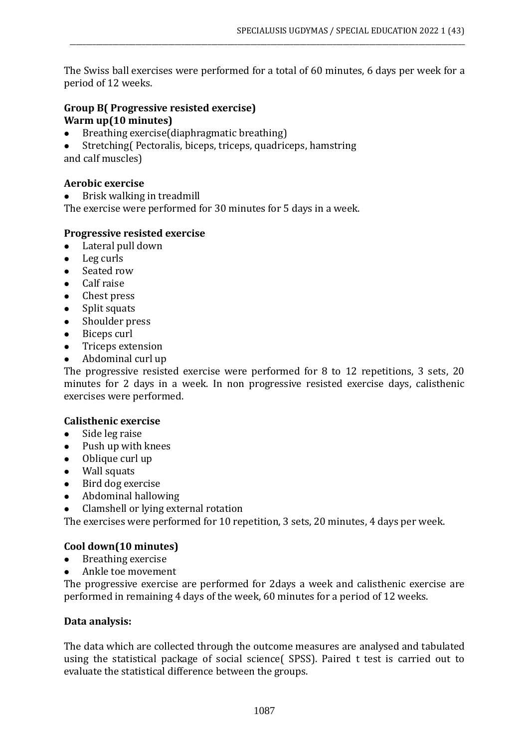The Swiss ball exercises were performed for a total of 60 minutes, 6 days per week for a period of 12 weeks.

**Group B( Progressive resisted exercise)**
**Warm up(10 minutes)**

- Breathing exercise(diaphragmatic breathing)
- Stretching( Pectoralis, biceps, triceps, quadriceps, hamstring

and calf muscles)

**Aerobic exercise**

- Brisk walking in treadmill

The exercise were performed for 30 minutes for 5 days in a week.

**Progressive resisted exercise**

- Lateral pull down
- Leg curls
- Seated row
- Calf raise
- Chest press
- Split squats
- Shoulder press
- Biceps curl
- Triceps extension
- Abdominal curl up

The progressive resisted exercise were performed for 8 to 12 repetitions, 3 sets, 20 minutes for 2 days in a week. In non progressive resisted exercise days, calisthenic exercises were performed.

**Calisthenic exercise**

- Side leg raise
- Push up with knees
- Oblique curl up
- Wall squats
- Bird dog exercise
- Abdominal hallowing
- Clamshell or lying external rotation

The exercises were performed for 10 repetition, 3 sets, 20 minutes, 4 days per week.

**Cool down(10 minutes)**

- Breathing exercise
- Ankle toe movement

The progressive exercise are performed for 2days a week and calisthenic exercise are performed in remaining 4 days of the week, 60 minutes for a period of 12 weeks.

**Data analysis:**

The data which are collected through the outcome measures are analysed and tabulated using the statistical package of social science( SPSS). Paired t test is carried out to evaluate the statistical difference between the groups.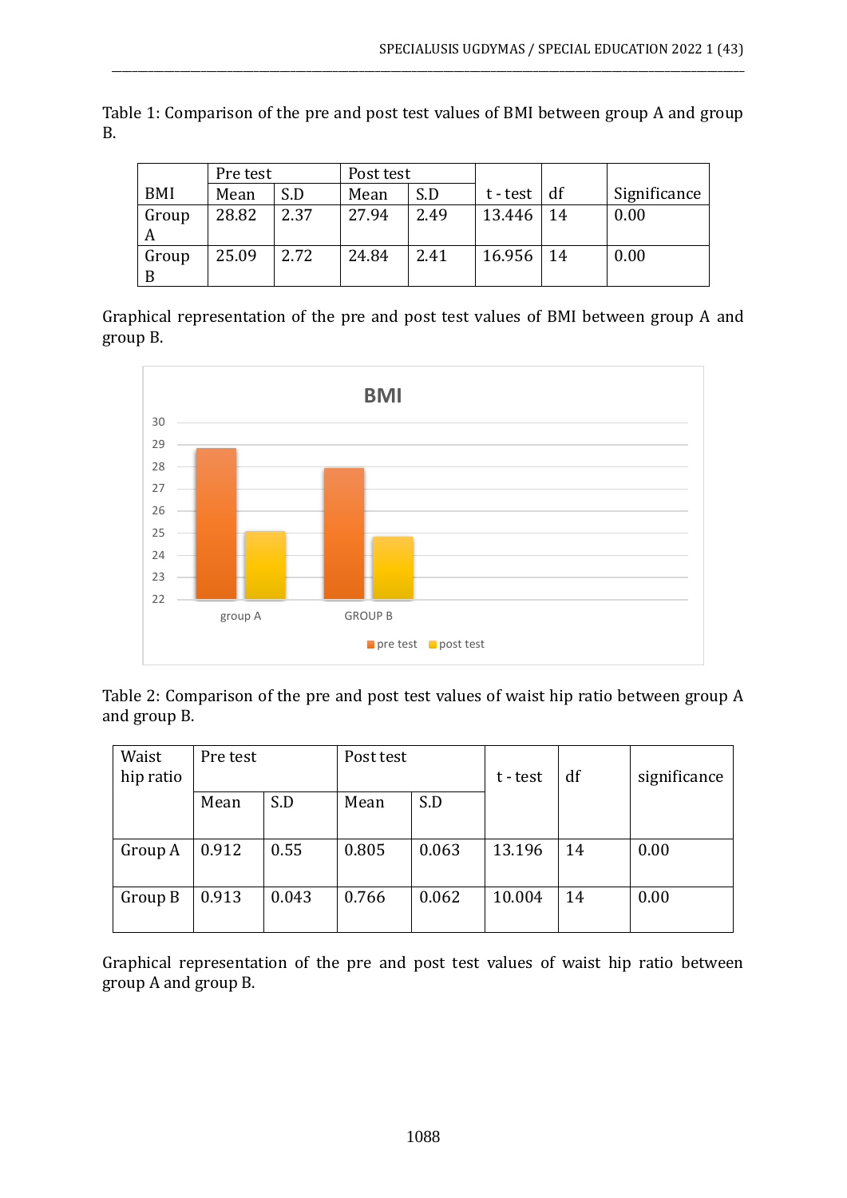Table 1: Comparison of the pre and post test values of BMI between group A and group B.

| BMI | Pre test | | Post test | | t - test | df | Significance |
|---|---|---|---|---|---|---|---|
| | Mean | S.D | Mean | S.D | | | |
| Group A | 28.82 | 2.37 | 27.94 | 2.49 | 13.446 | 14 | 0.00 |
| Group B | 25.09 | 2.72 | 24.84 | 2.41 | 16.956 | 14 | 0.00 |

Graphical representation of the pre and post test values of BMI between group A and group B.

Table 2: Comparison of the pre and post test values of waist hip ratio between group A and group B.

| Waist hip ratio | Pre test | | Post test | | t - test | df | significance |
|---|---|---|---|---|---|---|---|
| | Mean | S.D | Mean | S.D | | | |
| Group A | 0.912 | 0.55 | 0.805 | 0.063 | 13.196 | 14 | 0.00 |
| Group B | 0.913 | 0.043 | 0.766 | 0.062 | 10.004 | 14 | 0.00 |

Graphical representation of the pre and post test values of waist hip ratio between group A and group B.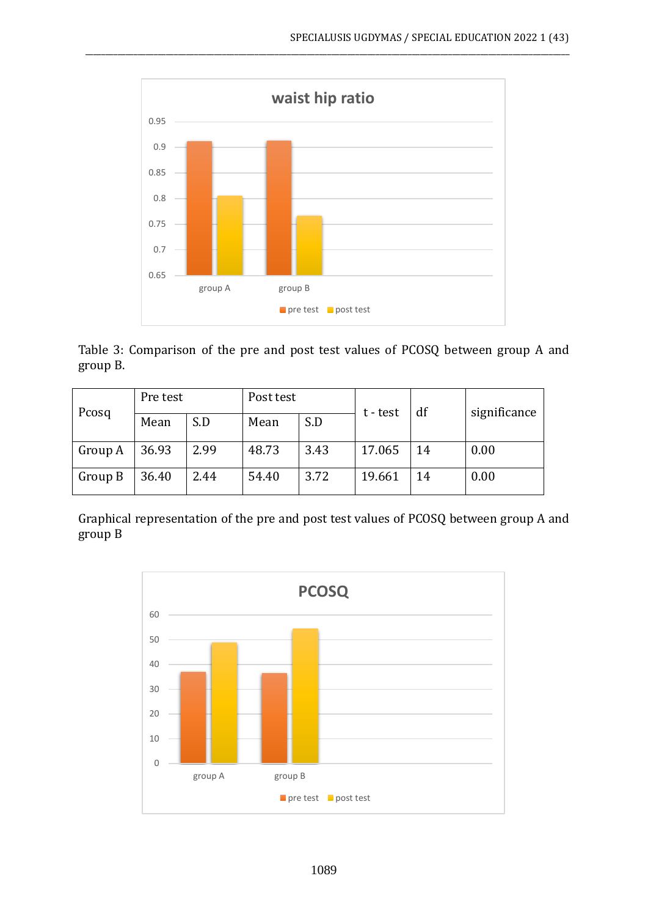Table 3: Comparison of the pre and post test values of PCOSQ between group A and group B.

| Pcosq | Pre test | | Post test | | t - test | df | significance |
|---|---|---|---|---|---|---|---|
| | Mean | S.D | Mean | S.D | | | |
| Group A | 36.93 | 2.99 | 48.73 | 3.43 | 17.065 | 14 | 0.00 |
| Group B | 36.40 | 2.44 | 54.40 | 3.72 | 19.661 | 14 | 0.00 |

Graphical representation of the pre and post test values of PCOSQ between group A and group B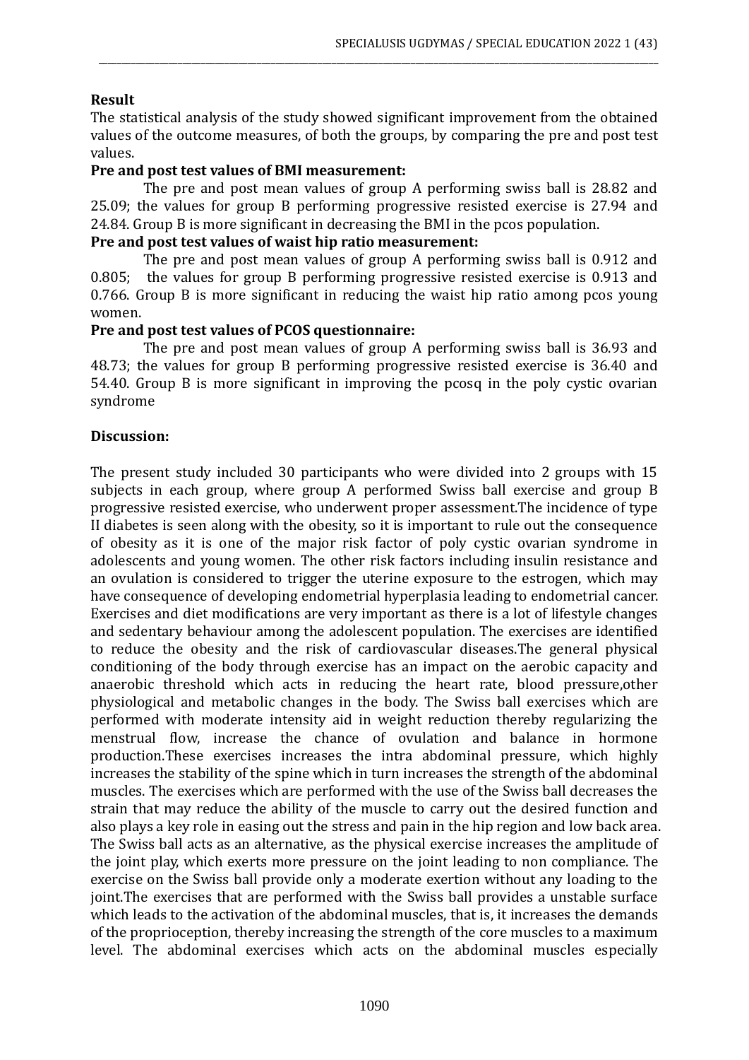**Result**

The statistical analysis of the study showed significant improvement from the obtained values of the outcome measures, of both the groups, by comparing the pre and post test values.

**Pre and post test values of BMI measurement:**

The pre and post mean values of group A performing swiss ball is 28.82 and 25.09; the values for group B performing progressive resisted exercise is 27.94 and 24.84. Group B is more significant in decreasing the BMI in the pcos population.

**Pre and post test values of waist hip ratio measurement:**

The pre and post mean values of group A performing swiss ball is 0.912 and 0.805; the values for group B performing progressive resisted exercise is 0.913 and 0.766. Group B is more significant in reducing the waist hip ratio among pcos young women.

**Pre and post test values of PCOS questionnaire:**

The pre and post mean values of group A performing swiss ball is 36.93 and 48.73; the values for group B performing progressive resisted exercise is 36.40 and 54.40. Group B is more significant in improving the pcosq in the poly cystic ovarian syndrome

**Discussion:**

The present study included 30 participants who were divided into 2 groups with 15 subjects in each group, where group A performed Swiss ball exercise and group B progressive resisted exercise, who underwent proper assessment.The incidence of type II diabetes is seen along with the obesity, so it is important to rule out the consequence of obesity as it is one of the major risk factor of poly cystic ovarian syndrome in adolescents and young women. The other risk factors including insulin resistance and an ovulation is considered to trigger the uterine exposure to the estrogen, which may have consequence of developing endometrial hyperplasia leading to endometrial cancer. Exercises and diet modifications are very important as there is a lot of lifestyle changes and sedentary behaviour among the adolescent population. The exercises are identified to reduce the obesity and the risk of cardiovascular diseases.The general physical conditioning of the body through exercise has an impact on the aerobic capacity and anaerobic threshold which acts in reducing the heart rate, blood pressure,other physiological and metabolic changes in the body. The Swiss ball exercises which are performed with moderate intensity aid in weight reduction thereby regularizing the menstrual flow, increase the chance of ovulation and balance in hormone production.These exercises increases the intra abdominal pressure, which highly increases the stability of the spine which in turn increases the strength of the abdominal muscles. The exercises which are performed with the use of the Swiss ball decreases the strain that may reduce the ability of the muscle to carry out the desired function and also plays a key role in easing out the stress and pain in the hip region and low back area. The Swiss ball acts as an alternative, as the physical exercise increases the amplitude of the joint play, which exerts more pressure on the joint leading to non compliance. The exercise on the Swiss ball provide only a moderate exertion without any loading to the joint.The exercises that are performed with the Swiss ball provides a unstable surface which leads to the activation of the abdominal muscles, that is, it increases the demands of the proprioception, thereby increasing the strength of the core muscles to a maximum level. The abdominal exercises which acts on the abdominal muscles especially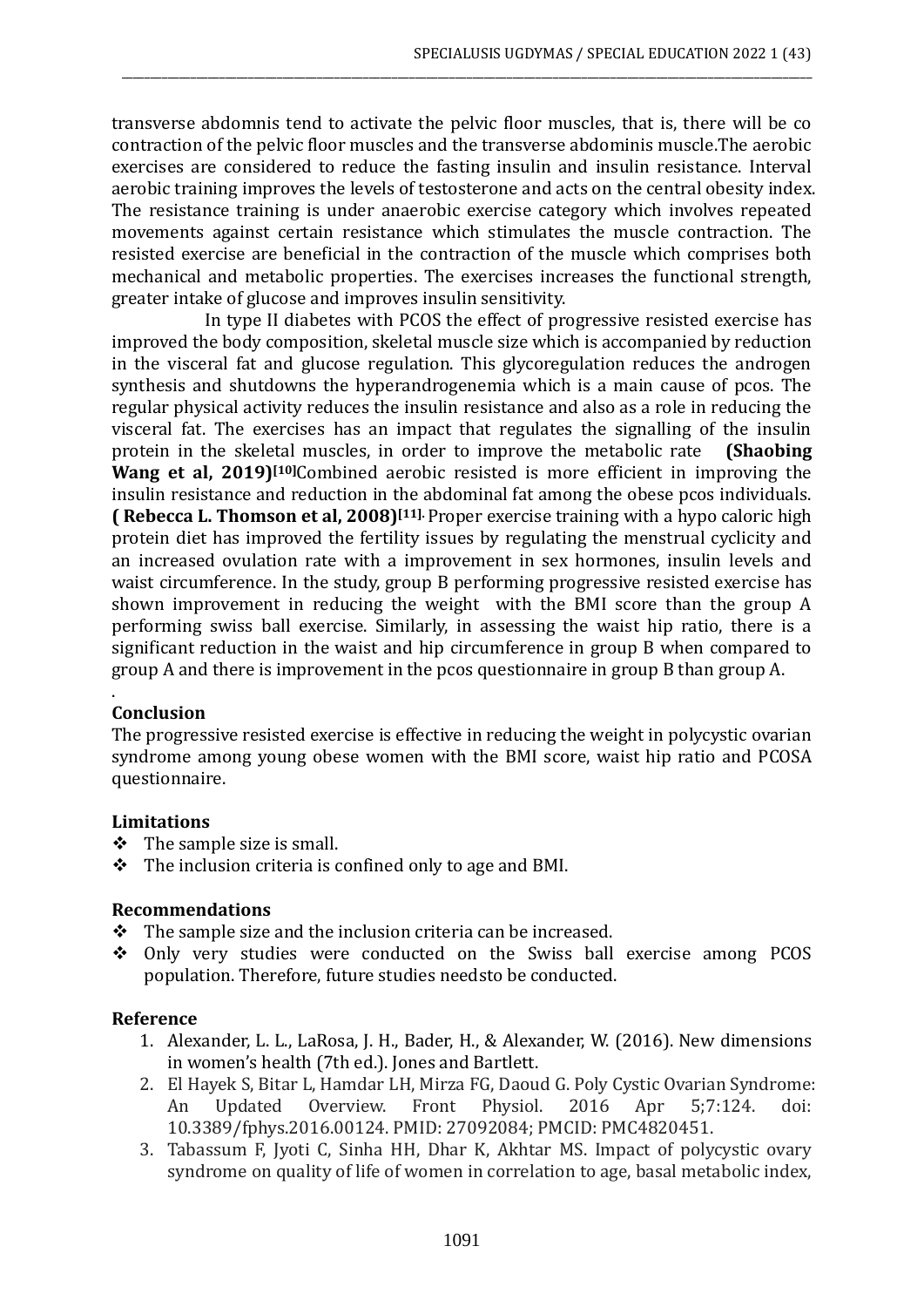transverse abdomnis tend to activate the pelvic floor muscles, that is, there will be co contraction of the pelvic floor muscles and the transverse abdominis muscle.The aerobic exercises are considered to reduce the fasting insulin and insulin resistance. Interval aerobic training improves the levels of testosterone and acts on the central obesity index. The resistance training is under anaerobic exercise category which involves repeated movements against certain resistance which stimulates the muscle contraction. The resisted exercise are beneficial in the contraction of the muscle which comprises both mechanical and metabolic properties. The exercises increases the functional strength, greater intake of glucose and improves insulin sensitivity.

In type II diabetes with PCOS the effect of progressive resisted exercise has improved the body composition, skeletal muscle size which is accompanied by reduction in the visceral fat and glucose regulation. This glycoregulation reduces the androgen synthesis and shutdowns the hyperandrogenemia which is a main cause of pcos. The regular physical activity reduces the insulin resistance and also as a role in reducing the visceral fat. The exercises has an impact that regulates the signalling of the insulin protein in the skeletal muscles, in order to improve the metabolic rate **(Shaobing Wang et al, 2019)[10]**Combined aerobic resisted is more efficient in improving the insulin resistance and reduction in the abdominal fat among the obese pcos individuals. **( Rebecca L. Thomson et al, 2008)[11].** Proper exercise training with a hypo caloric high protein diet has improved the fertility issues by regulating the menstrual cyclicity and an increased ovulation rate with a improvement in sex hormones, insulin levels and waist circumference. In the study, group B performing progressive resisted exercise has shown improvement in reducing the weight with the BMI score than the group A performing swiss ball exercise. Similarly, in assessing the waist hip ratio, there is a significant reduction in the waist and hip circumference in group B when compared to group A and there is improvement in the pcos questionnaire in group B than group A.

.

## Conclusion

The progressive resisted exercise is effective in reducing the weight in polycystic ovarian syndrome among young obese women with the BMI score, waist hip ratio and PCOSA questionnaire.

## Limitations

- The sample size is small.
- The inclusion criteria is confined only to age and BMI.

## Recommendations

- The sample size and the inclusion criteria can be increased.
- Only very studies were conducted on the Swiss ball exercise among PCOS population. Therefore, future studies needsto be conducted.

## Reference

1. Alexander, L. L., LaRosa, J. H., Bader, H., & Alexander, W. (2016). New dimensions in women's health (7th ed.). Jones and Bartlett.
2. El Hayek S, Bitar L, Hamdar LH, Mirza FG, Daoud G. Poly Cystic Ovarian Syndrome: An Updated Overview. Front Physiol. 2016 Apr 5;7:124. doi: 10.3389/fphys.2016.00124. PMID: 27092084; PMCID: PMC4820451.
3. Tabassum F, Jyoti C, Sinha HH, Dhar K, Akhtar MS. Impact of polycystic ovary syndrome on quality of life of women in correlation to age, basal metabolic index,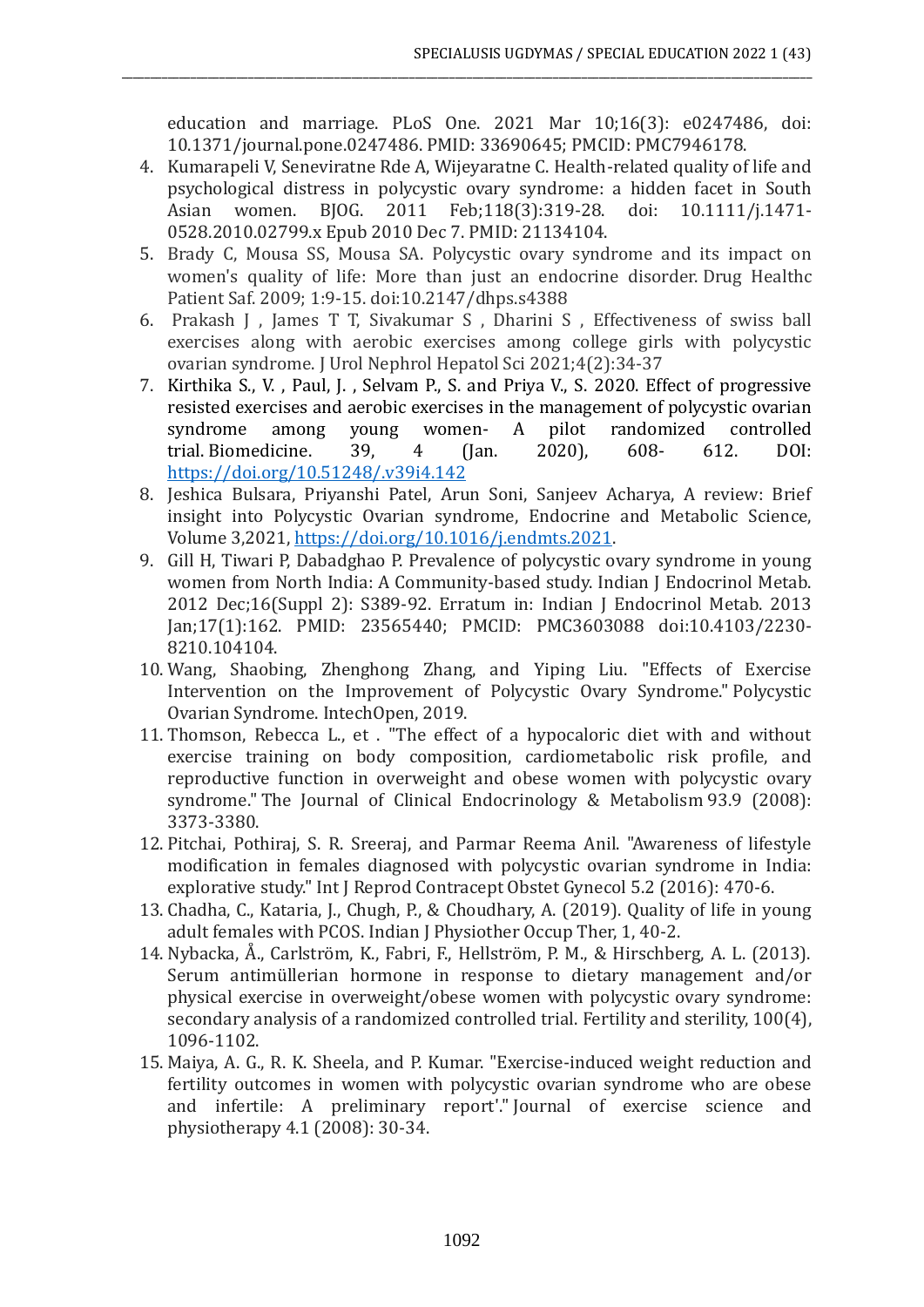education and marriage. PLoS One. 2021 Mar 10;16(3): e0247486, doi: 10.1371/journal.pone.0247486. PMID: 33690645; PMCID: PMC7946178.

4. Kumarapeli V, Seneviratne Rde A, Wijeyaratne C. Health-related quality of life and psychological distress in polycystic ovary syndrome: a hidden facet in South Asian women. BJOG. 2011 Feb;118(3):319-28. doi: 10.1111/j.1471-0528.2010.02799.x Epub 2010 Dec 7. PMID: 21134104.
5. Brady C, Mousa SS, Mousa SA. Polycystic ovary syndrome and its impact on women's quality of life: More than just an endocrine disorder. Drug Healthc Patient Saf. 2009; 1:9-15. doi:10.2147/dhps.s4388
6. Prakash J , James T T, Sivakumar S , Dharini S , Effectiveness of swiss ball exercises along with aerobic exercises among college girls with polycystic ovarian syndrome. J Urol Nephrol Hepatol Sci 2021;4(2):34-37
7. Kirthika S., V. , Paul, J. , Selvam P., S. and Priya V., S. 2020. Effect of progressive resisted exercises and aerobic exercises in the management of polycystic ovarian syndrome among young women- A pilot randomized controlled trial. Biomedicine. 39, 4 (Jan. 2020), 608- 612. DOI: https://doi.org/10.51248/.v39i4.142
8. Jeshica Bulsara, Priyanshi Patel, Arun Soni, Sanjeev Acharya, A review: Brief insight into Polycystic Ovarian syndrome, Endocrine and Metabolic Science, Volume 3,2021, https://doi.org/10.1016/j.endmts.2021.
9. Gill H, Tiwari P, Dabadghao P. Prevalence of polycystic ovary syndrome in young women from North India: A Community-based study. Indian J Endocrinol Metab. 2012 Dec;16(Suppl 2): S389-92. Erratum in: Indian J Endocrinol Metab. 2013 Jan;17(1):162. PMID: 23565440; PMCID: PMC3603088 doi:10.4103/2230-8210.104104.
10. Wang, Shaobing, Zhenghong Zhang, and Yiping Liu. "Effects of Exercise Intervention on the Improvement of Polycystic Ovary Syndrome." Polycystic Ovarian Syndrome. IntechOpen, 2019.
11. Thomson, Rebecca L., et . "The effect of a hypocaloric diet with and without exercise training on body composition, cardiometabolic risk profile, and reproductive function in overweight and obese women with polycystic ovary syndrome." The Journal of Clinical Endocrinology & Metabolism 93.9 (2008): 3373-3380.
12. Pitchai, Pothiraj, S. R. Sreeraj, and Parmar Reema Anil. "Awareness of lifestyle modification in females diagnosed with polycystic ovarian syndrome in India: explorative study." Int J Reprod Contracept Obstet Gynecol 5.2 (2016): 470-6.
13. Chadha, C., Kataria, J., Chugh, P., & Choudhary, A. (2019). Quality of life in young adult females with PCOS. Indian J Physiother Occup Ther, 1, 40-2.
14. Nybacka, Å., Carlström, K., Fabri, F., Hellström, P. M., & Hirschberg, A. L. (2013). Serum antimüllerian hormone in response to dietary management and/or physical exercise in overweight/obese women with polycystic ovary syndrome: secondary analysis of a randomized controlled trial. Fertility and sterility, 100(4), 1096-1102.
15. Maiya, A. G., R. K. Sheela, and P. Kumar. "Exercise-induced weight reduction and fertility outcomes in women with polycystic ovarian syndrome who are obese and infertile: A preliminary report'." Journal of exercise science and physiotherapy 4.1 (2008): 30-34.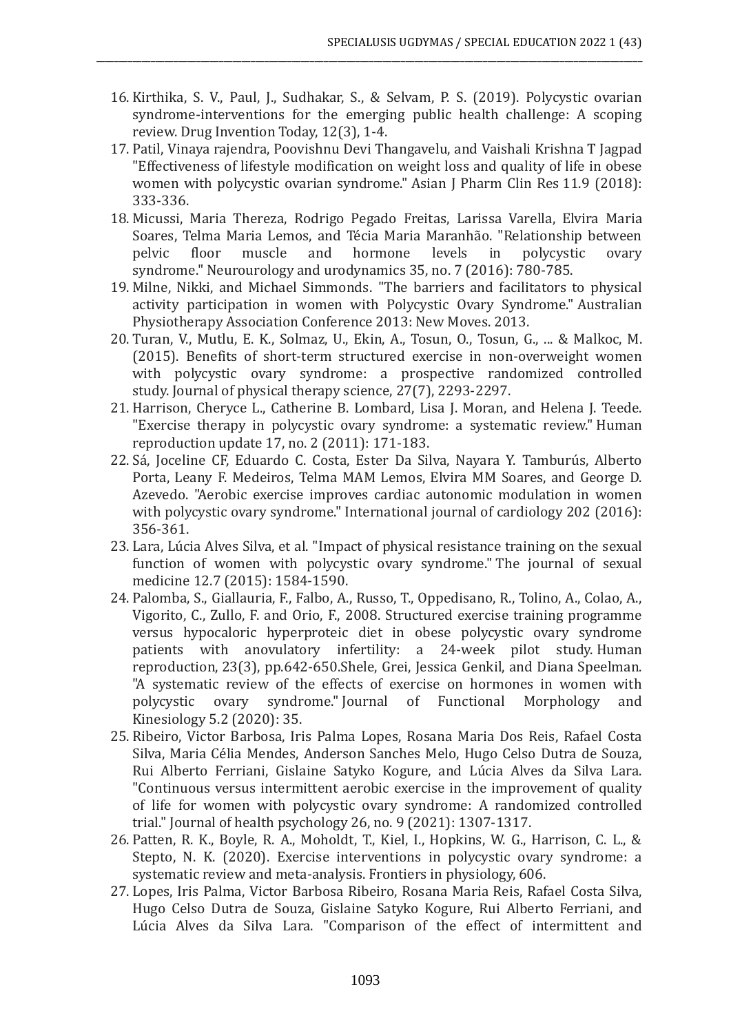16. Kirthika, S. V., Paul, J., Sudhakar, S., & Selvam, P. S. (2019). Polycystic ovarian syndrome-interventions for the emerging public health challenge: A scoping review. Drug Invention Today, 12(3), 1-4.
17. Patil, Vinaya rajendra, Poovishnu Devi Thangavelu, and Vaishali Krishna T Jagpad "Effectiveness of lifestyle modification on weight loss and quality of life in obese women with polycystic ovarian syndrome." Asian J Pharm Clin Res 11.9 (2018): 333-336.
18. Micussi, Maria Thereza, Rodrigo Pegado Freitas, Larissa Varella, Elvira Maria Soares, Telma Maria Lemos, and Técia Maria Maranhão. "Relationship between pelvic floor muscle and hormone levels in polycystic ovary syndrome." Neurourology and urodynamics 35, no. 7 (2016): 780-785.
19. Milne, Nikki, and Michael Simmonds. "The barriers and facilitators to physical activity participation in women with Polycystic Ovary Syndrome." Australian Physiotherapy Association Conference 2013: New Moves. 2013.
20. Turan, V., Mutlu, E. K., Solmaz, U., Ekin, A., Tosun, O., Tosun, G., ... & Malkoc, M. (2015). Benefits of short-term structured exercise in non-overweight women with polycystic ovary syndrome: a prospective randomized controlled study. Journal of physical therapy science, 27(7), 2293-2297.
21. Harrison, Cheryce L., Catherine B. Lombard, Lisa J. Moran, and Helena J. Teede. "Exercise therapy in polycystic ovary syndrome: a systematic review." Human reproduction update 17, no. 2 (2011): 171-183.
22. Sá, Joceline CF, Eduardo C. Costa, Ester Da Silva, Nayara Y. Tamburús, Alberto Porta, Leany F. Medeiros, Telma MAM Lemos, Elvira MM Soares, and George D. Azevedo. "Aerobic exercise improves cardiac autonomic modulation in women with polycystic ovary syndrome." International journal of cardiology 202 (2016): 356-361.
23. Lara, Lúcia Alves Silva, et al. "Impact of physical resistance training on the sexual function of women with polycystic ovary syndrome." The journal of sexual medicine 12.7 (2015): 1584-1590.
24. Palomba, S., Giallauria, F., Falbo, A., Russo, T., Oppedisano, R., Tolino, A., Colao, A., Vigorito, C., Zullo, F. and Orio, F., 2008. Structured exercise training programme versus hypocaloric hyperproteic diet in obese polycystic ovary syndrome patients with anovulatory infertility: a 24-week pilot study. Human reproduction, 23(3), pp.642-650.Shele, Grei, Jessica Genkil, and Diana Speelman. "A systematic review of the effects of exercise on hormones in women with polycystic ovary syndrome." Journal of Functional Morphology and Kinesiology 5.2 (2020): 35.
25. Ribeiro, Victor Barbosa, Iris Palma Lopes, Rosana Maria Dos Reis, Rafael Costa Silva, Maria Célia Mendes, Anderson Sanches Melo, Hugo Celso Dutra de Souza, Rui Alberto Ferriani, Gislaine Satyko Kogure, and Lúcia Alves da Silva Lara. "Continuous versus intermittent aerobic exercise in the improvement of quality of life for women with polycystic ovary syndrome: A randomized controlled trial." Journal of health psychology 26, no. 9 (2021): 1307-1317.
26. Patten, R. K., Boyle, R. A., Moholdt, T., Kiel, I., Hopkins, W. G., Harrison, C. L., & Stepto, N. K. (2020). Exercise interventions in polycystic ovary syndrome: a systematic review and meta-analysis. Frontiers in physiology, 606.
27. Lopes, Iris Palma, Victor Barbosa Ribeiro, Rosana Maria Reis, Rafael Costa Silva, Hugo Celso Dutra de Souza, Gislaine Satyko Kogure, Rui Alberto Ferriani, and Lúcia Alves da Silva Lara. "Comparison of the effect of intermittent and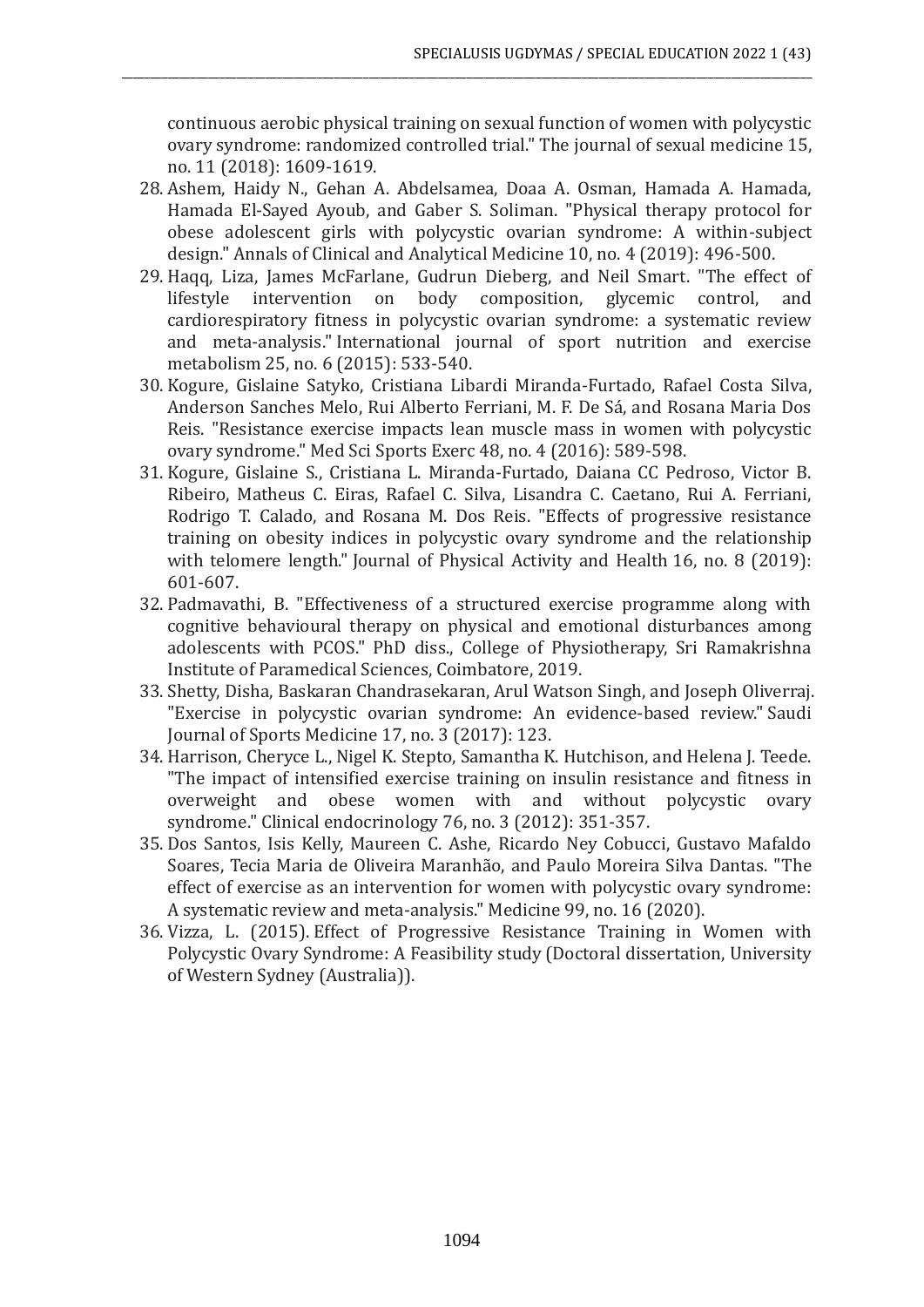continuous aerobic physical training on sexual function of women with polycystic ovary syndrome: randomized controlled trial." The journal of sexual medicine 15, no. 11 (2018): 1609-1619.

28. Ashem, Haidy N., Gehan A. Abdelsamea, Doaa A. Osman, Hamada A. Hamada, Hamada El-Sayed Ayoub, and Gaber S. Soliman. "Physical therapy protocol for obese adolescent girls with polycystic ovarian syndrome: A within-subject design." Annals of Clinical and Analytical Medicine 10, no. 4 (2019): 496-500.
29. Haqq, Liza, James McFarlane, Gudrun Dieberg, and Neil Smart. "The effect of lifestyle intervention on body composition, glycemic control, and cardiorespiratory fitness in polycystic ovarian syndrome: a systematic review and meta-analysis." International journal of sport nutrition and exercise metabolism 25, no. 6 (2015): 533-540.
30. Kogure, Gislaine Satyko, Cristiana Libardi Miranda-Furtado, Rafael Costa Silva, Anderson Sanches Melo, Rui Alberto Ferriani, M. F. De Sá, and Rosana Maria Dos Reis. "Resistance exercise impacts lean muscle mass in women with polycystic ovary syndrome." Med Sci Sports Exerc 48, no. 4 (2016): 589-598.
31. Kogure, Gislaine S., Cristiana L. Miranda-Furtado, Daiana CC Pedroso, Victor B. Ribeiro, Matheus C. Eiras, Rafael C. Silva, Lisandra C. Caetano, Rui A. Ferriani, Rodrigo T. Calado, and Rosana M. Dos Reis. "Effects of progressive resistance training on obesity indices in polycystic ovary syndrome and the relationship with telomere length." Journal of Physical Activity and Health 16, no. 8 (2019): 601-607.
32. Padmavathi, B. "Effectiveness of a structured exercise programme along with cognitive behavioural therapy on physical and emotional disturbances among adolescents with PCOS." PhD diss., College of Physiotherapy, Sri Ramakrishna Institute of Paramedical Sciences, Coimbatore, 2019.
33. Shetty, Disha, Baskaran Chandrasekaran, Arul Watson Singh, and Joseph Oliverraj. "Exercise in polycystic ovarian syndrome: An evidence-based review." Saudi Journal of Sports Medicine 17, no. 3 (2017): 123.
34. Harrison, Cheryce L., Nigel K. Stepto, Samantha K. Hutchison, and Helena J. Teede. "The impact of intensified exercise training on insulin resistance and fitness in overweight and obese women with and without polycystic ovary syndrome." Clinical endocrinology 76, no. 3 (2012): 351-357.
35. Dos Santos, Isis Kelly, Maureen C. Ashe, Ricardo Ney Cobucci, Gustavo Mafaldo Soares, Tecia Maria de Oliveira Maranhão, and Paulo Moreira Silva Dantas. "The effect of exercise as an intervention for women with polycystic ovary syndrome: A systematic review and meta-analysis." Medicine 99, no. 16 (2020).
36. Vizza, L. (2015). Effect of Progressive Resistance Training in Women with Polycystic Ovary Syndrome: A Feasibility study (Doctoral dissertation, University of Western Sydney (Australia)).